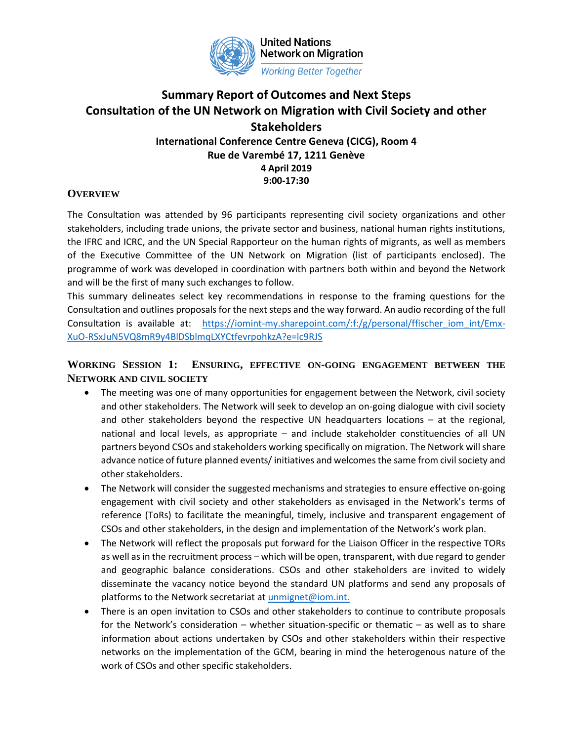United Nations
Network on Migration
*Working Better Together*

# Summary Report of Outcomes and Next Steps
# Consultation of the UN Network on Migration with Civil Society and other Stakeholders

**International Conference Centre Geneva (CICG), Room 4**
**Rue de Varembé 17, 1211 Genève**
**4 April 2019**
**9:00-17:30**

## Overview

The Consultation was attended by 96 participants representing civil society organizations and other stakeholders, including trade unions, the private sector and business, national human rights institutions, the IFRC and ICRC, and the UN Special Rapporteur on the human rights of migrants, as well as members of the Executive Committee of the UN Network on Migration (list of participants enclosed). The programme of work was developed in coordination with partners both within and beyond the Network and will be the first of many such exchanges to follow.

This summary delineates select key recommendations in response to the framing questions for the Consultation and outlines proposals for the next steps and the way forward. An audio recording of the full Consultation is available at: https://iomint-my.sharepoint.com/:f:/g/personal/ffischer_iom_int/Emx-XuO-RSxJuN5VQ8mR9y4BlDSblmqLXYCtfevrpohkzA?e=lc9RJS

## Working Session 1: Ensuring, effective on-going engagement between the Network and civil society

- The meeting was one of many opportunities for engagement between the Network, civil society and other stakeholders. The Network will seek to develop an on-going dialogue with civil society and other stakeholders beyond the respective UN headquarters locations – at the regional, national and local levels, as appropriate – and include stakeholder constituencies of all UN partners beyond CSOs and stakeholders working specifically on migration. The Network will share advance notice of future planned events/ initiatives and welcomes the same from civil society and other stakeholders.
- The Network will consider the suggested mechanisms and strategies to ensure effective on-going engagement with civil society and other stakeholders as envisaged in the Network's terms of reference (ToRs) to facilitate the meaningful, timely, inclusive and transparent engagement of CSOs and other stakeholders, in the design and implementation of the Network's work plan.
- The Network will reflect the proposals put forward for the Liaison Officer in the respective TORs as well as in the recruitment process – which will be open, transparent, with due regard to gender and geographic balance considerations. CSOs and other stakeholders are invited to widely disseminate the vacancy notice beyond the standard UN platforms and send any proposals of platforms to the Network secretariat at unmignet@iom.int.
- There is an open invitation to CSOs and other stakeholders to continue to contribute proposals for the Network's consideration – whether situation-specific or thematic – as well as to share information about actions undertaken by CSOs and other stakeholders within their respective networks on the implementation of the GCM, bearing in mind the heterogenous nature of the work of CSOs and other specific stakeholders.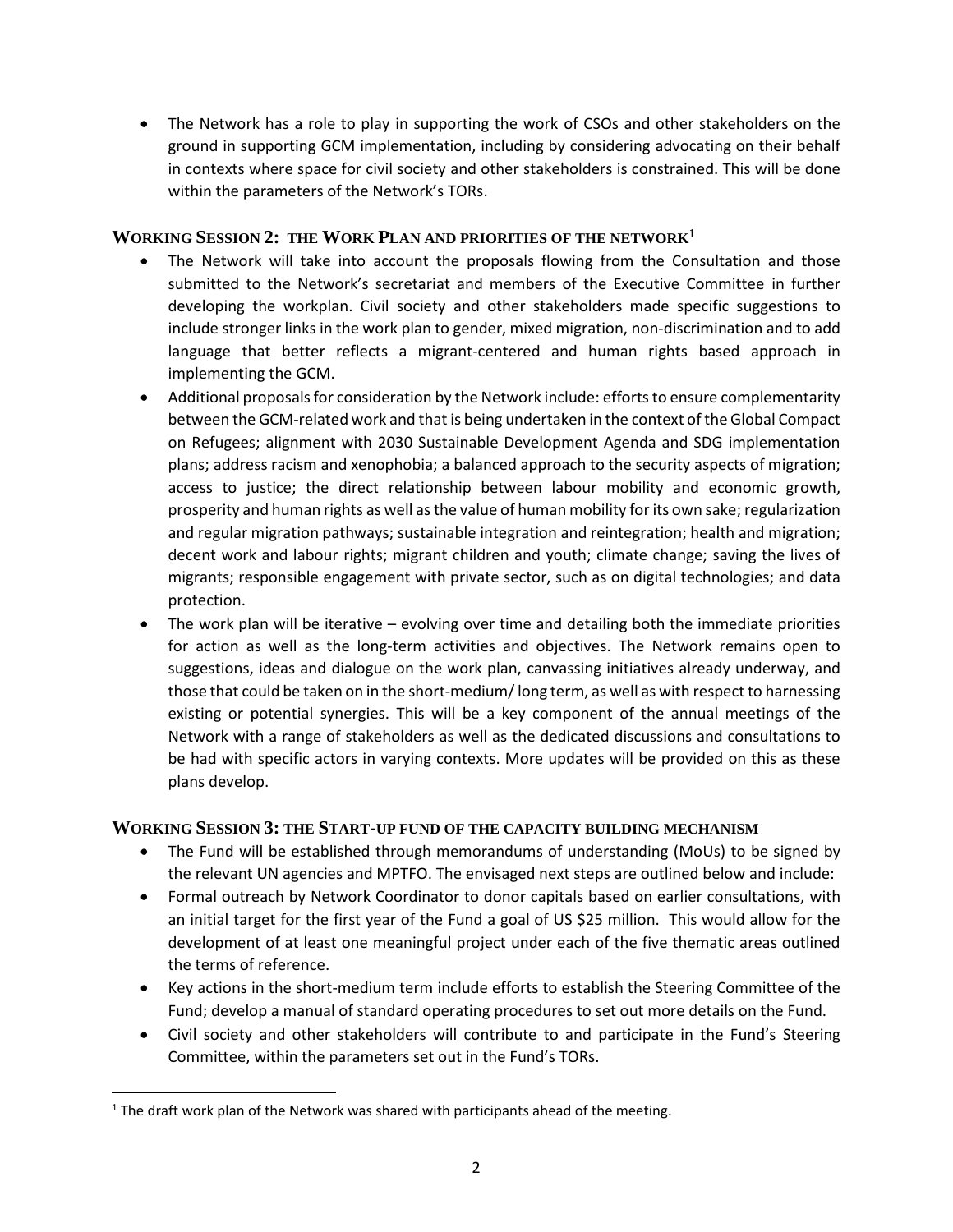- The Network has a role to play in supporting the work of CSOs and other stakeholders on the ground in supporting GCM implementation, including by considering advocating on their behalf in contexts where space for civil society and other stakeholders is constrained. This will be done within the parameters of the Network's TORs.

### WORKING SESSION 2: THE WORK PLAN AND PRIORITIES OF THE NETWORK[1]

- The Network will take into account the proposals flowing from the Consultation and those submitted to the Network's secretariat and members of the Executive Committee in further developing the workplan. Civil society and other stakeholders made specific suggestions to include stronger links in the work plan to gender, mixed migration, non-discrimination and to add language that better reflects a migrant-centered and human rights based approach in implementing the GCM.
- Additional proposals for consideration by the Network include: efforts to ensure complementarity between the GCM-related work and that is being undertaken in the context of the Global Compact on Refugees; alignment with 2030 Sustainable Development Agenda and SDG implementation plans; address racism and xenophobia; a balanced approach to the security aspects of migration; access to justice; the direct relationship between labour mobility and economic growth, prosperity and human rights as well as the value of human mobility for its own sake; regularization and regular migration pathways; sustainable integration and reintegration; health and migration; decent work and labour rights; migrant children and youth; climate change; saving the lives of migrants; responsible engagement with private sector, such as on digital technologies; and data protection.
- The work plan will be iterative – evolving over time and detailing both the immediate priorities for action as well as the long-term activities and objectives. The Network remains open to suggestions, ideas and dialogue on the work plan, canvassing initiatives already underway, and those that could be taken on in the short-medium/ long term, as well as with respect to harnessing existing or potential synergies. This will be a key component of the annual meetings of the Network with a range of stakeholders as well as the dedicated discussions and consultations to be had with specific actors in varying contexts. More updates will be provided on this as these plans develop.

### WORKING SESSION 3: THE START-UP FUND OF THE CAPACITY BUILDING MECHANISM

- The Fund will be established through memorandums of understanding (MoUs) to be signed by the relevant UN agencies and MPTFO. The envisaged next steps are outlined below and include:
- Formal outreach by Network Coordinator to donor capitals based on earlier consultations, with an initial target for the first year of the Fund a goal of US $25 million. This would allow for the development of at least one meaningful project under each of the five thematic areas outlined the terms of reference.
- Key actions in the short-medium term include efforts to establish the Steering Committee of the Fund; develop a manual of standard operating procedures to set out more details on the Fund.
- Civil society and other stakeholders will contribute to and participate in the Fund's Steering Committee, within the parameters set out in the Fund's TORs.

[1] The draft work plan of the Network was shared with participants ahead of the meeting.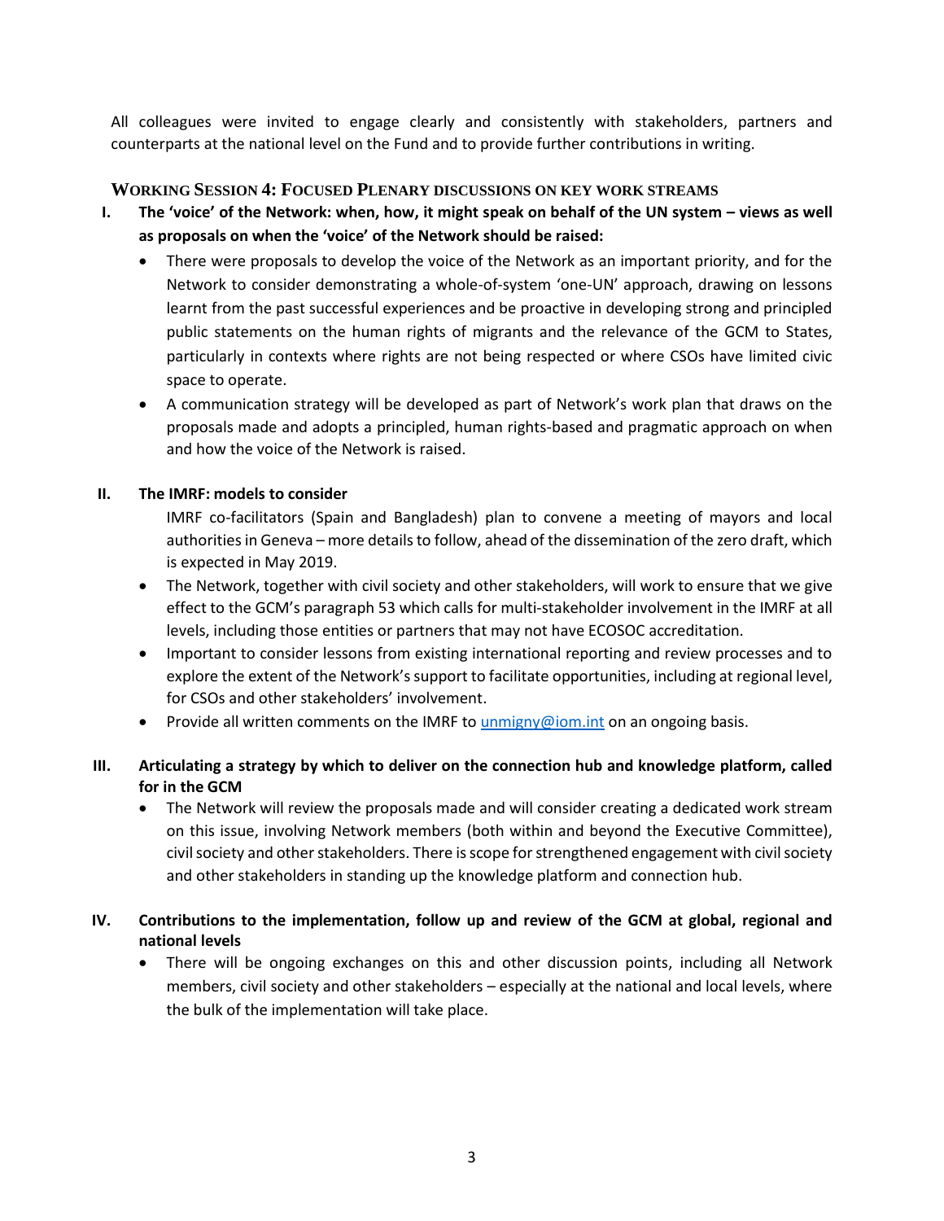All colleagues were invited to engage clearly and consistently with stakeholders, partners and counterparts at the national level on the Fund and to provide further contributions in writing.

## WORKING SESSION 4: FOCUSED PLENARY DISCUSSIONS ON KEY WORK STREAMS

**I. The 'voice' of the Network: when, how, it might speak on behalf of the UN system – views as well as proposals on when the 'voice' of the Network should be raised:**

- There were proposals to develop the voice of the Network as an important priority, and for the Network to consider demonstrating a whole-of-system 'one-UN' approach, drawing on lessons learnt from the past successful experiences and be proactive in developing strong and principled public statements on the human rights of migrants and the relevance of the GCM to States, particularly in contexts where rights are not being respected or where CSOs have limited civic space to operate.
- A communication strategy will be developed as part of Network's work plan that draws on the proposals made and adopts a principled, human rights-based and pragmatic approach on when and how the voice of the Network is raised.

**II. The IMRF: models to consider**

IMRF co-facilitators (Spain and Bangladesh) plan to convene a meeting of mayors and local authorities in Geneva – more details to follow, ahead of the dissemination of the zero draft, which is expected in May 2019.

- The Network, together with civil society and other stakeholders, will work to ensure that we give effect to the GCM's paragraph 53 which calls for multi-stakeholder involvement in the IMRF at all levels, including those entities or partners that may not have ECOSOC accreditation.
- Important to consider lessons from existing international reporting and review processes and to explore the extent of the Network's support to facilitate opportunities, including at regional level, for CSOs and other stakeholders' involvement.
- Provide all written comments on the IMRF to [unmigny@iom.int](mailto:unmigny@iom.int) on an ongoing basis.

**III. Articulating a strategy by which to deliver on the connection hub and knowledge platform, called for in the GCM**

- The Network will review the proposals made and will consider creating a dedicated work stream on this issue, involving Network members (both within and beyond the Executive Committee), civil society and other stakeholders. There is scope for strengthened engagement with civil society and other stakeholders in standing up the knowledge platform and connection hub.

**IV. Contributions to the implementation, follow up and review of the GCM at global, regional and national levels**

- There will be ongoing exchanges on this and other discussion points, including all Network members, civil society and other stakeholders – especially at the national and local levels, where the bulk of the implementation will take place.